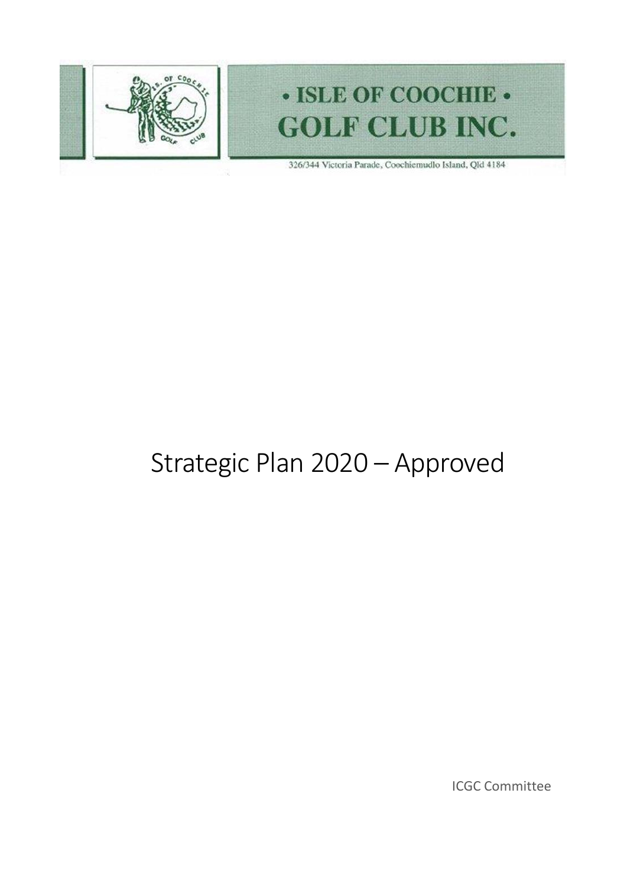• ISLE OF COOCHIE •
GOLF CLUB INC.

326/344 Victoria Parade, Coochiemudlo Island, Qld 4184

# Strategic Plan 2020 – Approved

ICGC Committee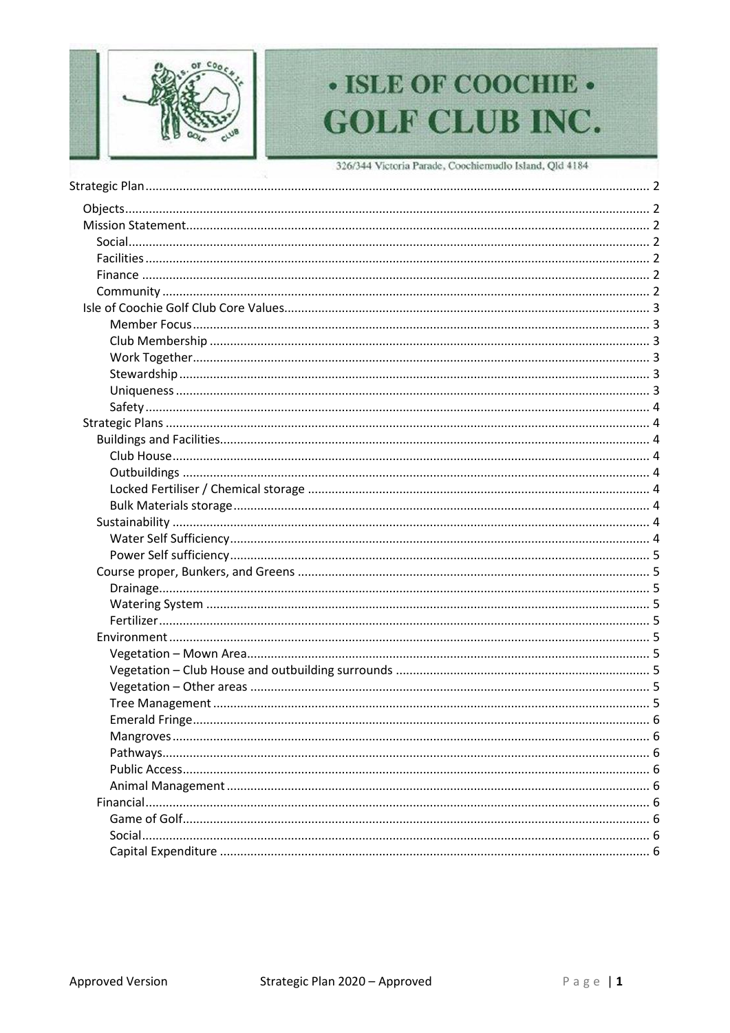# • ISLE OF COOCHIE • GOLF CLUB INC.

326/344 Victoria Parade, Coochiemudlo Island, Qld 4184

- Strategic Plan ........ 2
  - Objects ........ 2
  - Mission Statement ........ 2
    - Social ........ 2
    - Facilities ........ 2
    - Finance ........ 2
    - Community ........ 2
  - Isle of Coochie Golf Club Core Values ........ 3
    - Member Focus ........ 3
    - Club Membership ........ 3
    - Work Together ........ 3
    - Stewardship ........ 3
    - Uniqueness ........ 3
    - Safety ........ 4
  - Strategic Plans ........ 4
    - Buildings and Facilities ........ 4
      - Club House ........ 4
      - Outbuildings ........ 4
      - Locked Fertiliser / Chemical storage ........ 4
      - Bulk Materials storage ........ 4
    - Sustainability ........ 4
      - Water Self Sufficiency ........ 4
      - Power Self sufficiency ........ 5
    - Course proper, Bunkers, and Greens ........ 5
      - Drainage ........ 5
      - Watering System ........ 5
      - Fertilizer ........ 5
    - Environment ........ 5
      - Vegetation – Mown Area ........ 5
      - Vegetation – Club House and outbuilding surrounds ........ 5
      - Vegetation – Other areas ........ 5
      - Tree Management ........ 5
      - Emerald Fringe ........ 6
      - Mangroves ........ 6
      - Pathways ........ 6
      - Public Access ........ 6
      - Animal Management ........ 6
    - Financial ........ 6
      - Game of Golf ........ 6
      - Social ........ 6
      - Capital Expenditure ........ 6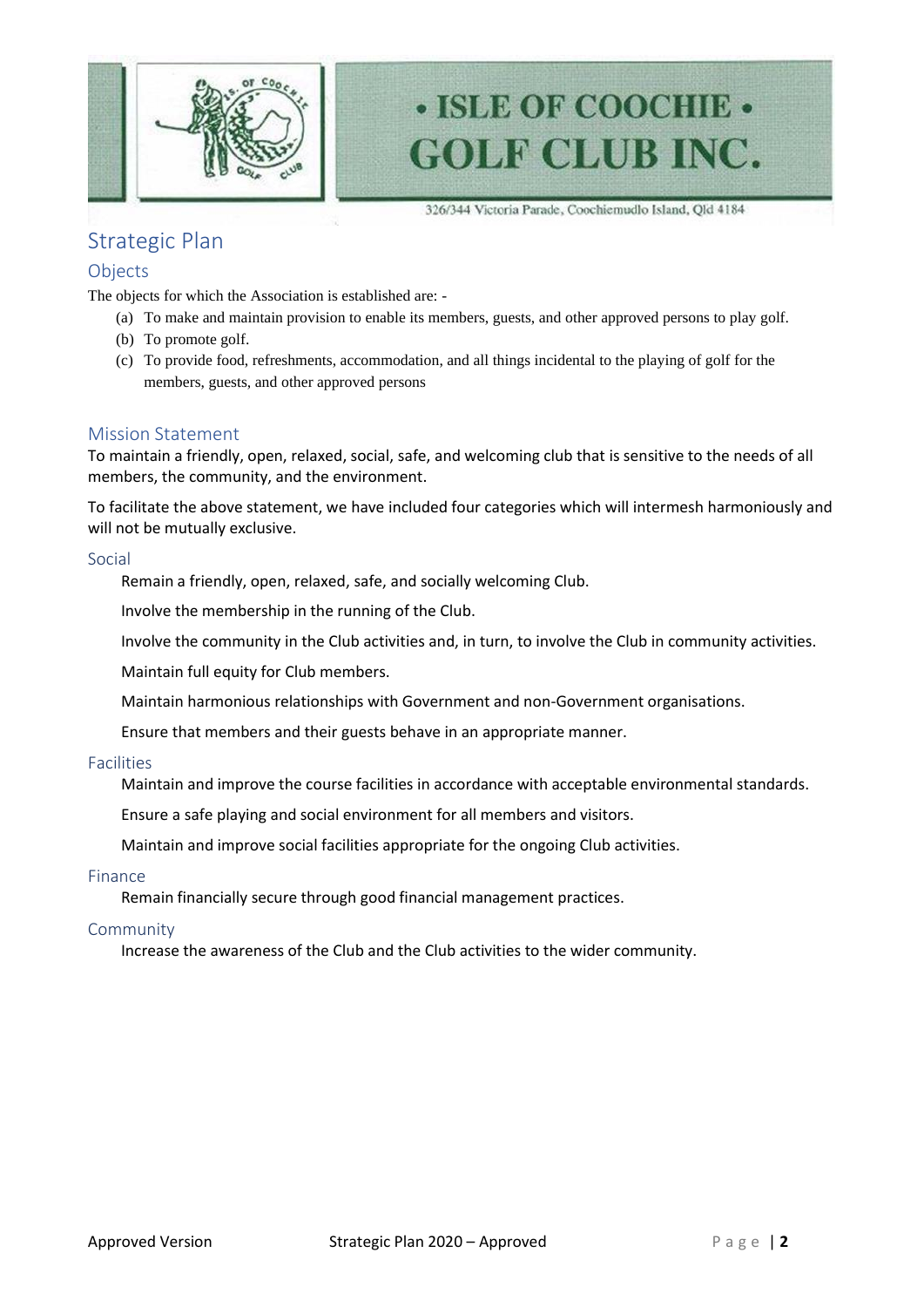# • ISLE OF COOCHIE • GOLF CLUB INC.

326/344 Victoria Parade, Coochiemudlo Island, Qld 4184

# Strategic Plan

## Objects

The objects for which the Association is established are: -

(a) To make and maintain provision to enable its members, guests, and other approved persons to play golf.
(b) To promote golf.
(c) To provide food, refreshments, accommodation, and all things incidental to the playing of golf for the members, guests, and other approved persons

## Mission Statement

To maintain a friendly, open, relaxed, social, safe, and welcoming club that is sensitive to the needs of all members, the community, and the environment.

To facilitate the above statement, we have included four categories which will intermesh harmoniously and will not be mutually exclusive.

### Social

Remain a friendly, open, relaxed, safe, and socially welcoming Club.

Involve the membership in the running of the Club.

Involve the community in the Club activities and, in turn, to involve the Club in community activities.

Maintain full equity for Club members.

Maintain harmonious relationships with Government and non-Government organisations.

Ensure that members and their guests behave in an appropriate manner.

### Facilities

Maintain and improve the course facilities in accordance with acceptable environmental standards.

Ensure a safe playing and social environment for all members and visitors.

Maintain and improve social facilities appropriate for the ongoing Club activities.

### Finance

Remain financially secure through good financial management practices.

### Community

Increase the awareness of the Club and the Club activities to the wider community.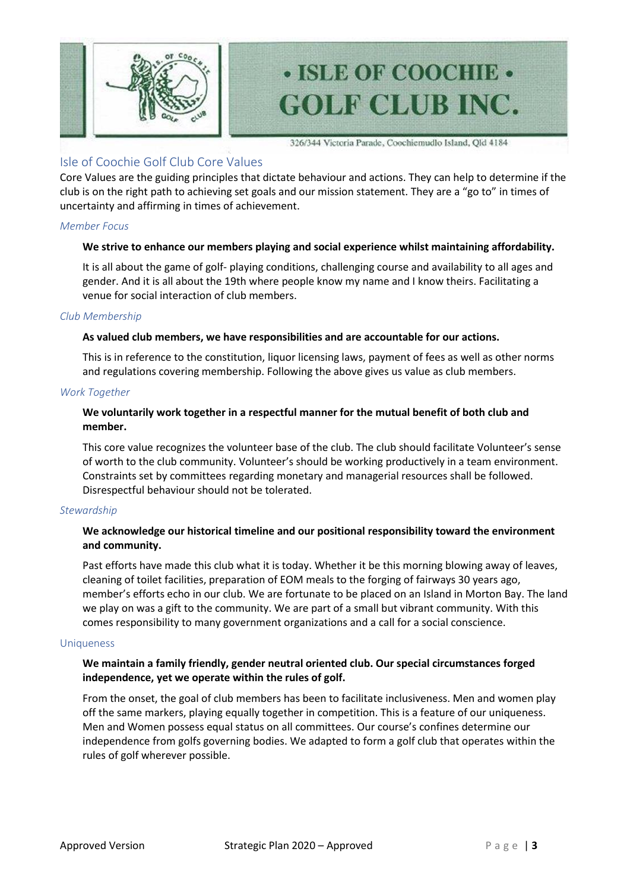# • ISLE OF COOCHIE • GOLF CLUB INC.

326/344 Victoria Parade, Coochiemudlo Island, Qld 4184

## Isle of Coochie Golf Club Core Values

Core Values are the guiding principles that dictate behaviour and actions. They can help to determine if the club is on the right path to achieving set goals and our mission statement. They are a "go to" in times of uncertainty and affirming in times of achievement.

### *Member Focus*

**We strive to enhance our members playing and social experience whilst maintaining affordability.**

It is all about the game of golf- playing conditions, challenging course and availability to all ages and gender. And it is all about the 19th where people know my name and I know theirs. Facilitating a venue for social interaction of club members.

### *Club Membership*

**As valued club members, we have responsibilities and are accountable for our actions.**

This is in reference to the constitution, liquor licensing laws, payment of fees as well as other norms and regulations covering membership. Following the above gives us value as club members.

### *Work Together*

**We voluntarily work together in a respectful manner for the mutual benefit of both club and member.**

This core value recognizes the volunteer base of the club. The club should facilitate Volunteer's sense of worth to the club community. Volunteer's should be working productively in a team environment. Constraints set by committees regarding monetary and managerial resources shall be followed. Disrespectful behaviour should not be tolerated.

### *Stewardship*

**We acknowledge our historical timeline and our positional responsibility toward the environment and community.**

Past efforts have made this club what it is today. Whether it be this morning blowing away of leaves, cleaning of toilet facilities, preparation of EOM meals to the forging of fairways 30 years ago, member's efforts echo in our club. We are fortunate to be placed on an Island in Morton Bay. The land we play on was a gift to the community. We are part of a small but vibrant community. With this comes responsibility to many government organizations and a call for a social conscience.

### Uniqueness

**We maintain a family friendly, gender neutral oriented club. Our special circumstances forged independence, yet we operate within the rules of golf.**

From the onset, the goal of club members has been to facilitate inclusiveness. Men and women play off the same markers, playing equally together in competition. This is a feature of our uniqueness. Men and Women possess equal status on all committees. Our course's confines determine our independence from golfs governing bodies. We adapted to form a golf club that operates within the rules of golf wherever possible.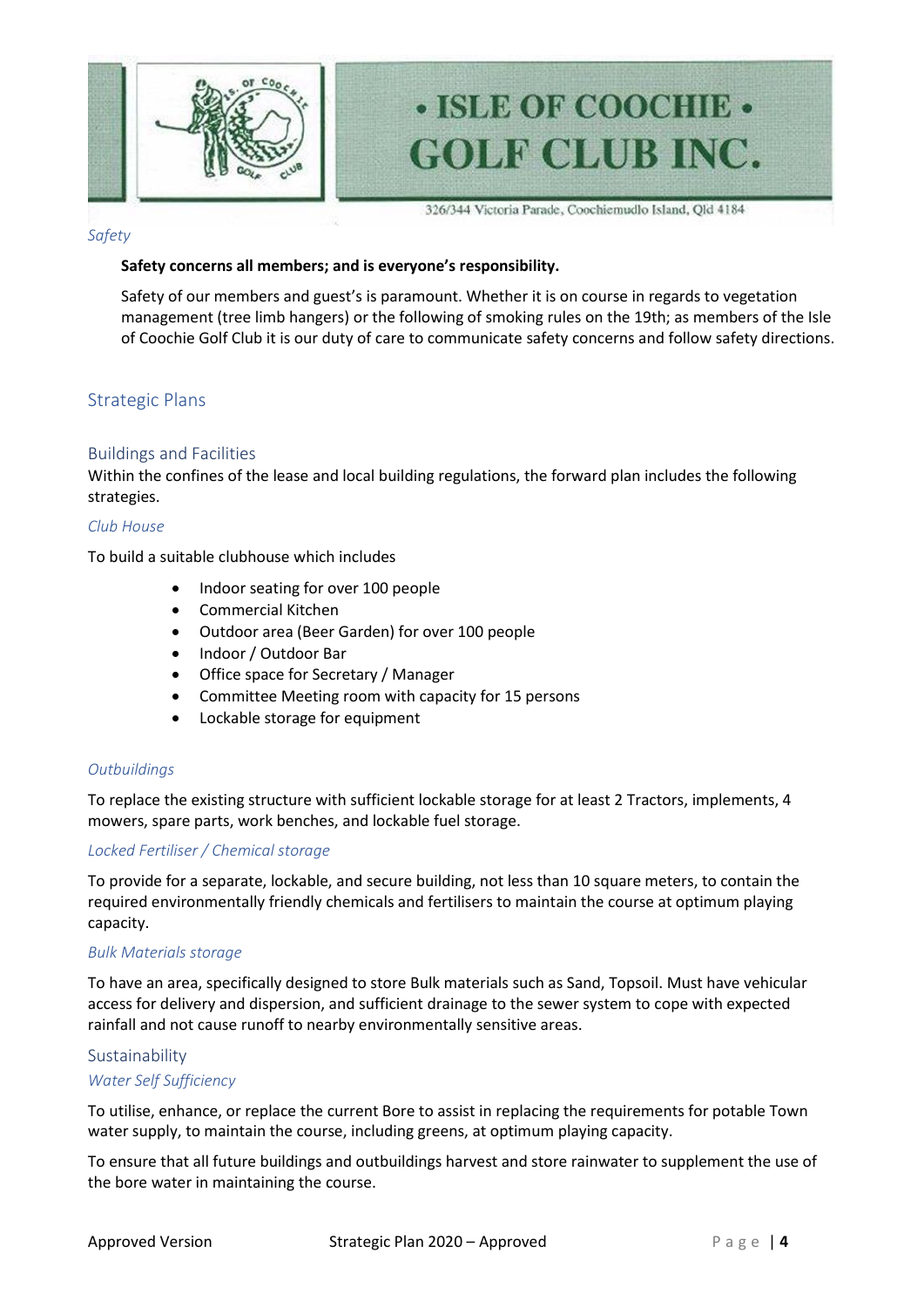### *Safety*

**Safety concerns all members; and is everyone's responsibility.**

Safety of our members and guest's is paramount. Whether it is on course in regards to vegetation management (tree limb hangers) or the following of smoking rules on the 19th; as members of the Isle of Coochie Golf Club it is our duty of care to communicate safety concerns and follow safety directions.

## Strategic Plans

### Buildings and Facilities

Within the confines of the lease and local building regulations, the forward plan includes the following strategies.

#### *Club House*

To build a suitable clubhouse which includes

- Indoor seating for over 100 people
- Commercial Kitchen
- Outdoor area (Beer Garden) for over 100 people
- Indoor / Outdoor Bar
- Office space for Secretary / Manager
- Committee Meeting room with capacity for 15 persons
- Lockable storage for equipment

#### *Outbuildings*

To replace the existing structure with sufficient lockable storage for at least 2 Tractors, implements, 4 mowers, spare parts, work benches, and lockable fuel storage.

#### *Locked Fertiliser / Chemical storage*

To provide for a separate, lockable, and secure building, not less than 10 square meters, to contain the required environmentally friendly chemicals and fertilisers to maintain the course at optimum playing capacity.

#### *Bulk Materials storage*

To have an area, specifically designed to store Bulk materials such as Sand, Topsoil. Must have vehicular access for delivery and dispersion, and sufficient drainage to the sewer system to cope with expected rainfall and not cause runoff to nearby environmentally sensitive areas.

### Sustainability

#### *Water Self Sufficiency*

To utilise, enhance, or replace the current Bore to assist in replacing the requirements for potable Town water supply, to maintain the course, including greens, at optimum playing capacity.

To ensure that all future buildings and outbuildings harvest and store rainwater to supplement the use of the bore water in maintaining the course.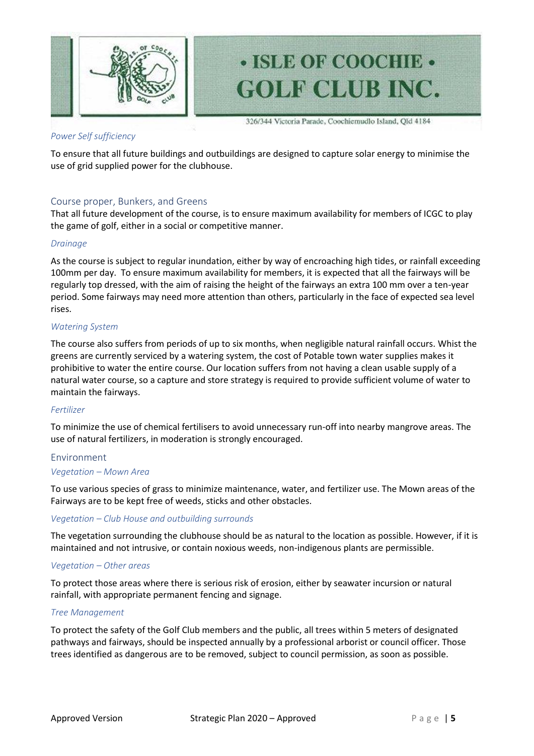### *Power Self sufficiency*

To ensure that all future buildings and outbuildings are designed to capture solar energy to minimise the use of grid supplied power for the clubhouse.

## Course proper, Bunkers, and Greens

That all future development of the course, is to ensure maximum availability for members of ICGC to play the game of golf, either in a social or competitive manner.

### *Drainage*

As the course is subject to regular inundation, either by way of encroaching high tides, or rainfall exceeding 100mm per day. To ensure maximum availability for members, it is expected that all the fairways will be regularly top dressed, with the aim of raising the height of the fairways an extra 100 mm over a ten-year period. Some fairways may need more attention than others, particularly in the face of expected sea level rises.

### *Watering System*

The course also suffers from periods of up to six months, when negligible natural rainfall occurs. Whist the greens are currently serviced by a watering system, the cost of Potable town water supplies makes it prohibitive to water the entire course. Our location suffers from not having a clean usable supply of a natural water course, so a capture and store strategy is required to provide sufficient volume of water to maintain the fairways.

### *Fertilizer*

To minimize the use of chemical fertilisers to avoid unnecessary run-off into nearby mangrove areas. The use of natural fertilizers, in moderation is strongly encouraged.

## Environment

### *Vegetation – Mown Area*

To use various species of grass to minimize maintenance, water, and fertilizer use. The Mown areas of the Fairways are to be kept free of weeds, sticks and other obstacles.

### *Vegetation – Club House and outbuilding surrounds*

The vegetation surrounding the clubhouse should be as natural to the location as possible. However, if it is maintained and not intrusive, or contain noxious weeds, non-indigenous plants are permissible.

### *Vegetation – Other areas*

To protect those areas where there is serious risk of erosion, either by seawater incursion or natural rainfall, with appropriate permanent fencing and signage.

### *Tree Management*

To protect the safety of the Golf Club members and the public, all trees within 5 meters of designated pathways and fairways, should be inspected annually by a professional arborist or council officer. Those trees identified as dangerous are to be removed, subject to council permission, as soon as possible.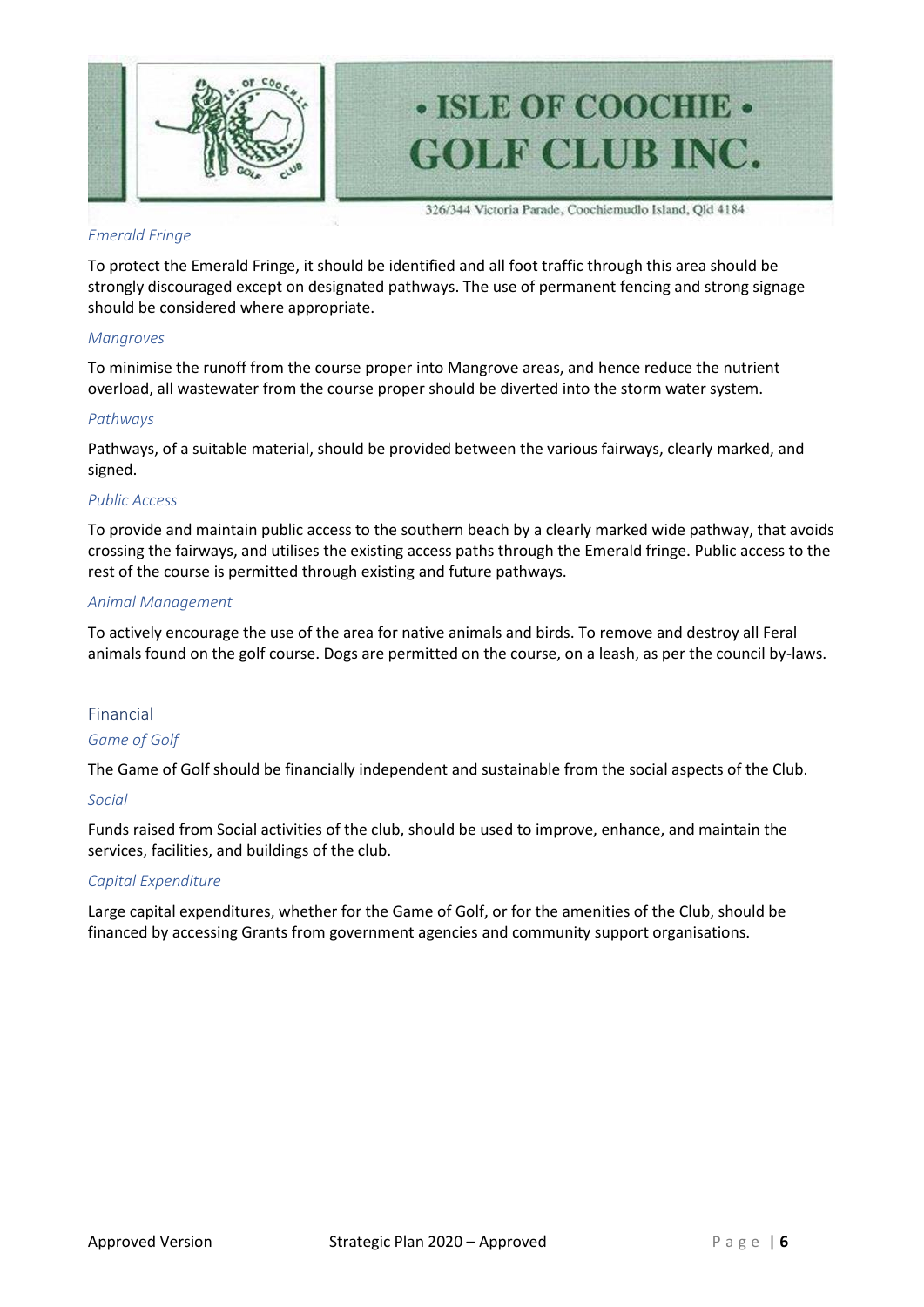### Emerald Fringe

To protect the Emerald Fringe, it should be identified and all foot traffic through this area should be strongly discouraged except on designated pathways. The use of permanent fencing and strong signage should be considered where appropriate.

### Mangroves

To minimise the runoff from the course proper into Mangrove areas, and hence reduce the nutrient overload, all wastewater from the course proper should be diverted into the storm water system.

### Pathways

Pathways, of a suitable material, should be provided between the various fairways, clearly marked, and signed.

### Public Access

To provide and maintain public access to the southern beach by a clearly marked wide pathway, that avoids crossing the fairways, and utilises the existing access paths through the Emerald fringe. Public access to the rest of the course is permitted through existing and future pathways.

### Animal Management

To actively encourage the use of the area for native animals and birds. To remove and destroy all Feral animals found on the golf course. Dogs are permitted on the course, on a leash, as per the council by-laws.

## Financial

### Game of Golf

The Game of Golf should be financially independent and sustainable from the social aspects of the Club.

### Social

Funds raised from Social activities of the club, should be used to improve, enhance, and maintain the services, facilities, and buildings of the club.

### Capital Expenditure

Large capital expenditures, whether for the Game of Golf, or for the amenities of the Club, should be financed by accessing Grants from government agencies and community support organisations.